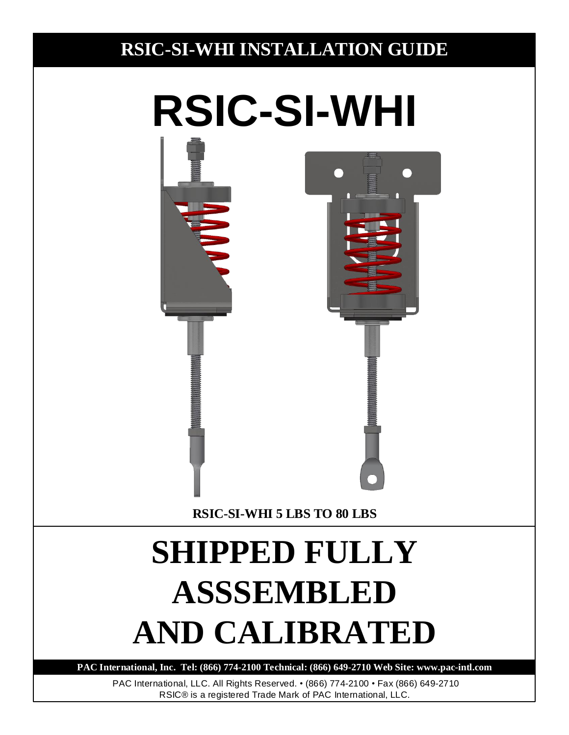# RSIC-SI-WHI INSTALLATION GUIDE

# RSIC-SI-WHI

**RSIC-SI-WHI 5 LBS TO 80 LBS**

# SHIPPED FULLY ASSSEMBLED AND CALIBRATED

**PAC International, Inc. Tel: (866) 774-2100 Technical: (866) 649-2710 Web Site: www.pac-intl.com**

PAC International, LLC. All Rights Reserved. • (866) 774-2100 • Fax (866) 649-2710
RSIC® is a registered Trade Mark of PAC International, LLC.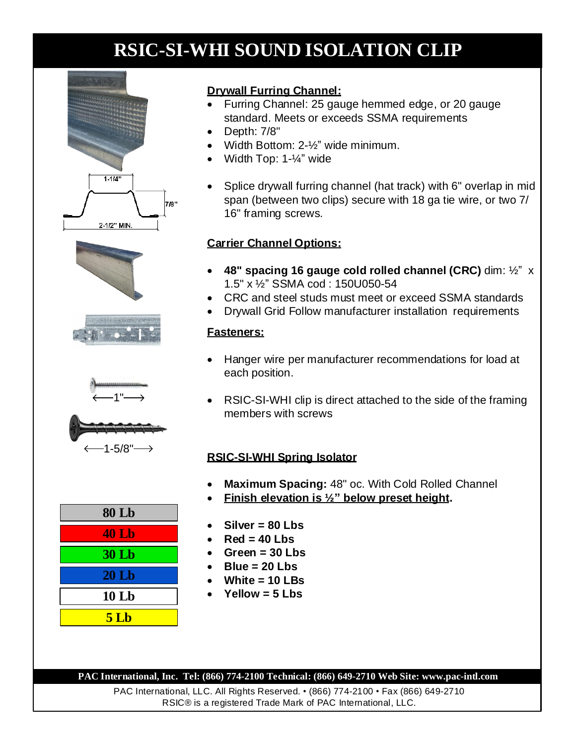# RSIC-SI-WHI SOUND ISOLATION CLIP

1-1/4"

7/8"

2-1/2" MIN.

1"

1-5/8"

| 80 Lb |
|---|
| 40 Lb |
| 30 Lb |
| 20 Lb |
| 10 Lb |
| 5 Lb |

**Drywall Furring Channel:**

- Furring Channel: 25 gauge hemmed edge, or 20 gauge standard. Meets or exceeds SSMA requirements
- Depth: 7/8"
- Width Bottom: 2-½" wide minimum.
- Width Top: 1-¼" wide

- Splice drywall furring channel (hat track) with 6" overlap in mid span (between two clips) secure with 18 ga tie wire, or two 7/16" framing screws.

**Carrier Channel Options:**

- **48" spacing 16 gauge cold rolled channel (CRC)** dim: ½" x 1.5" x ½" SSMA cod : 150U050-54
- CRC and steel studs must meet or exceed SSMA standards
- Drywall Grid Follow manufacturer installation requirements

**Fasteners:**

- Hanger wire per manufacturer recommendations for load at each position.

- RSIC-SI-WHI clip is direct attached to the side of the framing members with screws

**RSIC-SI-WHI Spring Isolator**

- **Maximum Spacing:** 48" oc. With Cold Rolled Channel
- **Finish elevation is ½" below preset height.**

- **Silver = 80 Lbs**
- **Red = 40 Lbs**
- **Green = 30 Lbs**
- **Blue = 20 Lbs**
- **White = 10 LBs**
- **Yellow = 5 Lbs**

**PAC International, Inc. Tel: (866) 774-2100 Technical: (866) 649-2710 Web Site: www.pac-intl.com**

PAC International, LLC. All Rights Reserved. • (866) 774-2100 • Fax (866) 649-2710
RSIC® is a registered Trade Mark of PAC International, LLC.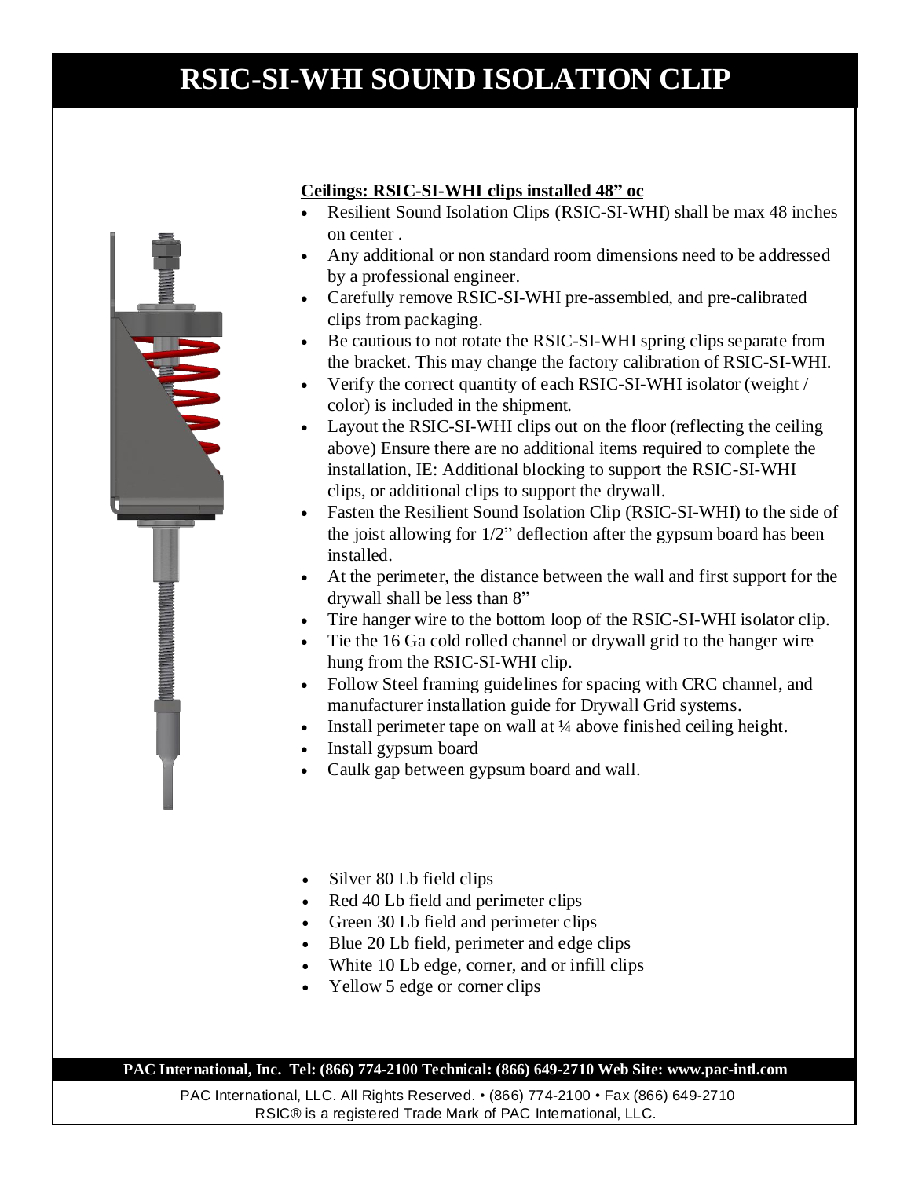# RSIC-SI-WHI SOUND ISOLATION CLIP

**Ceilings: RSIC-SI-WHI clips installed 48" oc**

- Resilient Sound Isolation Clips (RSIC-SI-WHI) shall be max 48 inches on center .
- Any additional or non standard room dimensions need to be addressed by a professional engineer.
- Carefully remove RSIC-SI-WHI pre-assembled, and pre-calibrated clips from packaging.
- Be cautious to not rotate the RSIC-SI-WHI spring clips separate from the bracket. This may change the factory calibration of RSIC-SI-WHI.
- Verify the correct quantity of each RSIC-SI-WHI isolator (weight / color) is included in the shipment.
- Layout the RSIC-SI-WHI clips out on the floor (reflecting the ceiling above) Ensure there are no additional items required to complete the installation, IE: Additional blocking to support the RSIC-SI-WHI clips, or additional clips to support the drywall.
- Fasten the Resilient Sound Isolation Clip (RSIC-SI-WHI) to the side of the joist allowing for 1/2" deflection after the gypsum board has been installed.
- At the perimeter, the distance between the wall and first support for the drywall shall be less than 8"
- Tire hanger wire to the bottom loop of the RSIC-SI-WHI isolator clip.
- Tie the 16 Ga cold rolled channel or drywall grid to the hanger wire hung from the RSIC-SI-WHI clip.
- Follow Steel framing guidelines for spacing with CRC channel, and manufacturer installation guide for Drywall Grid systems.
- Install perimeter tape on wall at ¼ above finished ceiling height.
- Install gypsum board
- Caulk gap between gypsum board and wall.

- Silver 80 Lb field clips
- Red 40 Lb field and perimeter clips
- Green 30 Lb field and perimeter clips
- Blue 20 Lb field, perimeter and edge clips
- White 10 Lb edge, corner, and or infill clips
- Yellow 5 edge or corner clips

**PAC International, Inc. Tel: (866) 774-2100 Technical: (866) 649-2710 Web Site: www.pac-intl.com**

PAC International, LLC. All Rights Reserved. • (866) 774-2100 • Fax (866) 649-2710
RSIC® is a registered Trade Mark of PAC International, LLC.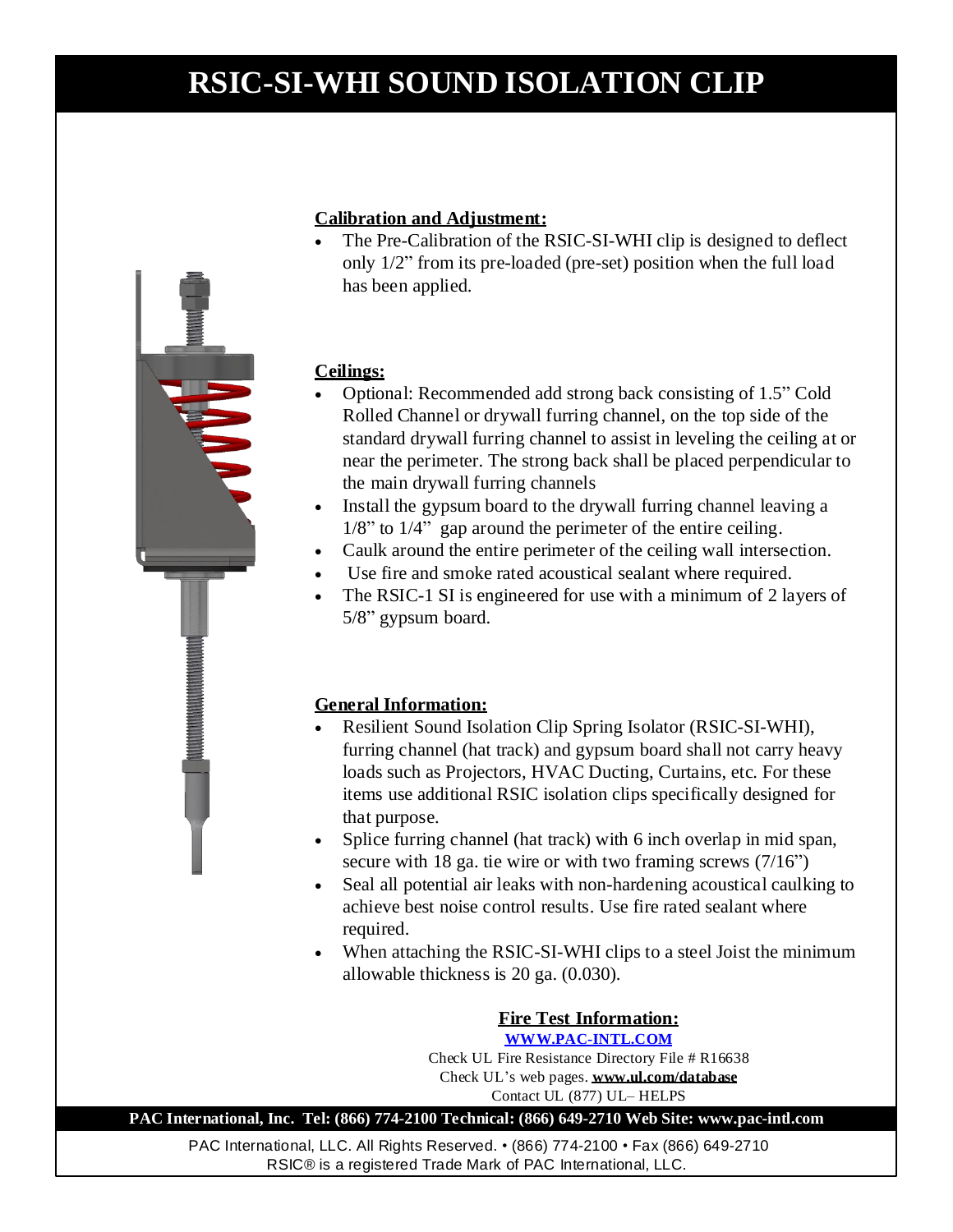# RSIC-SI-WHI SOUND ISOLATION CLIP

**Calibration and Adjustment:**

- The Pre-Calibration of the RSIC-SI-WHI clip is designed to deflect only 1/2" from its pre-loaded (pre-set) position when the full load has been applied.

**Ceilings:**

- Optional: Recommended add strong back consisting of 1.5" Cold Rolled Channel or drywall furring channel, on the top side of the standard drywall furring channel to assist in leveling the ceiling at or near the perimeter. The strong back shall be placed perpendicular to the main drywall furring channels
- Install the gypsum board to the drywall furring channel leaving a 1/8" to 1/4" gap around the perimeter of the entire ceiling.
- Caulk around the entire perimeter of the ceiling wall intersection.
- Use fire and smoke rated acoustical sealant where required.
- The RSIC-1 SI is engineered for use with a minimum of 2 layers of 5/8" gypsum board.

**General Information:**

- Resilient Sound Isolation Clip Spring Isolator (RSIC-SI-WHI), furring channel (hat track) and gypsum board shall not carry heavy loads such as Projectors, HVAC Ducting, Curtains, etc. For these items use additional RSIC isolation clips specifically designed for that purpose.
- Splice furring channel (hat track) with 6 inch overlap in mid span, secure with 18 ga. tie wire or with two framing screws (7/16")
- Seal all potential air leaks with non-hardening acoustical caulking to achieve best noise control results. Use fire rated sealant where required.
- When attaching the RSIC-SI-WHI clips to a steel Joist the minimum allowable thickness is 20 ga. (0.030).

**Fire Test Information:**

WWW.PAC-INTL.COM

Check UL Fire Resistance Directory File # R16638

Check UL's web pages. **www.ul.com/database**

Contact UL (877) UL– HELPS

**PAC International, Inc. Tel: (866) 774-2100 Technical: (866) 649-2710 Web Site: www.pac-intl.com**

PAC International, LLC. All Rights Reserved. • (866) 774-2100 • Fax (866) 649-2710

RSIC® is a registered Trade Mark of PAC International, LLC.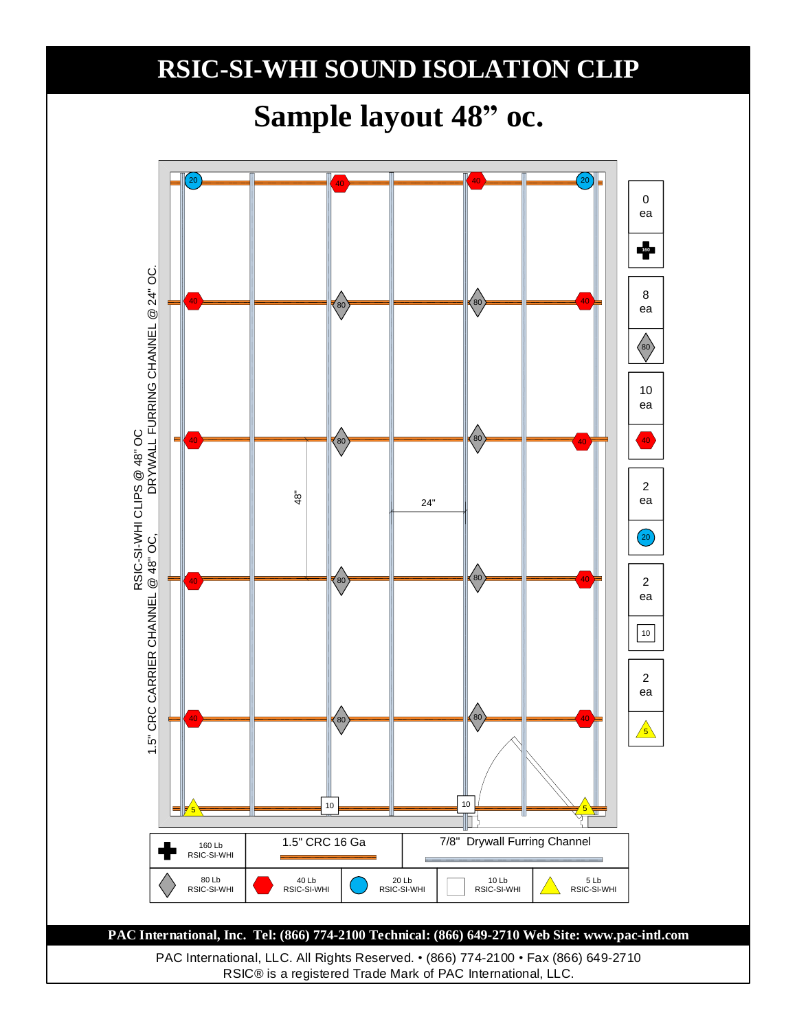# RSIC-SI-WHI SOUND ISOLATION CLIP

## Sample layout 48" oc.

1.5" CRC CARRIER CHANNEL @ 48" OC, RSIC-SI-WHI CLIPS @ 48" OC DRYWALL FURRING CHANNEL @ 24" OC.

48"

24"

| Quantity | Clip |
|---|---|
| 0 ea | 160 |
| 8 ea | 80 |
| 10 ea | 40 |
| 2 ea | 20 |
| 2 ea | 10 |
| 2 ea | 5 |

| 160 Lb RSIC-SI-WHI | 1.5" CRC 16 Ga | | 7/8" Drywall Furring Channel | | |
|---|---|---|---|---|---|
| 80 Lb RSIC-SI-WHI | 40 Lb RSIC-SI-WHI | 20 Lb RSIC-SI-WHI | 10 Lb RSIC-SI-WHI | 5 Lb RSIC-SI-WHI | |

**PAC International, Inc. Tel: (866) 774-2100 Technical: (866) 649-2710 Web Site: www.pac-intl.com**

PAC International, LLC. All Rights Reserved. • (866) 774-2100 • Fax (866) 649-2710
RSIC® is a registered Trade Mark of PAC International, LLC.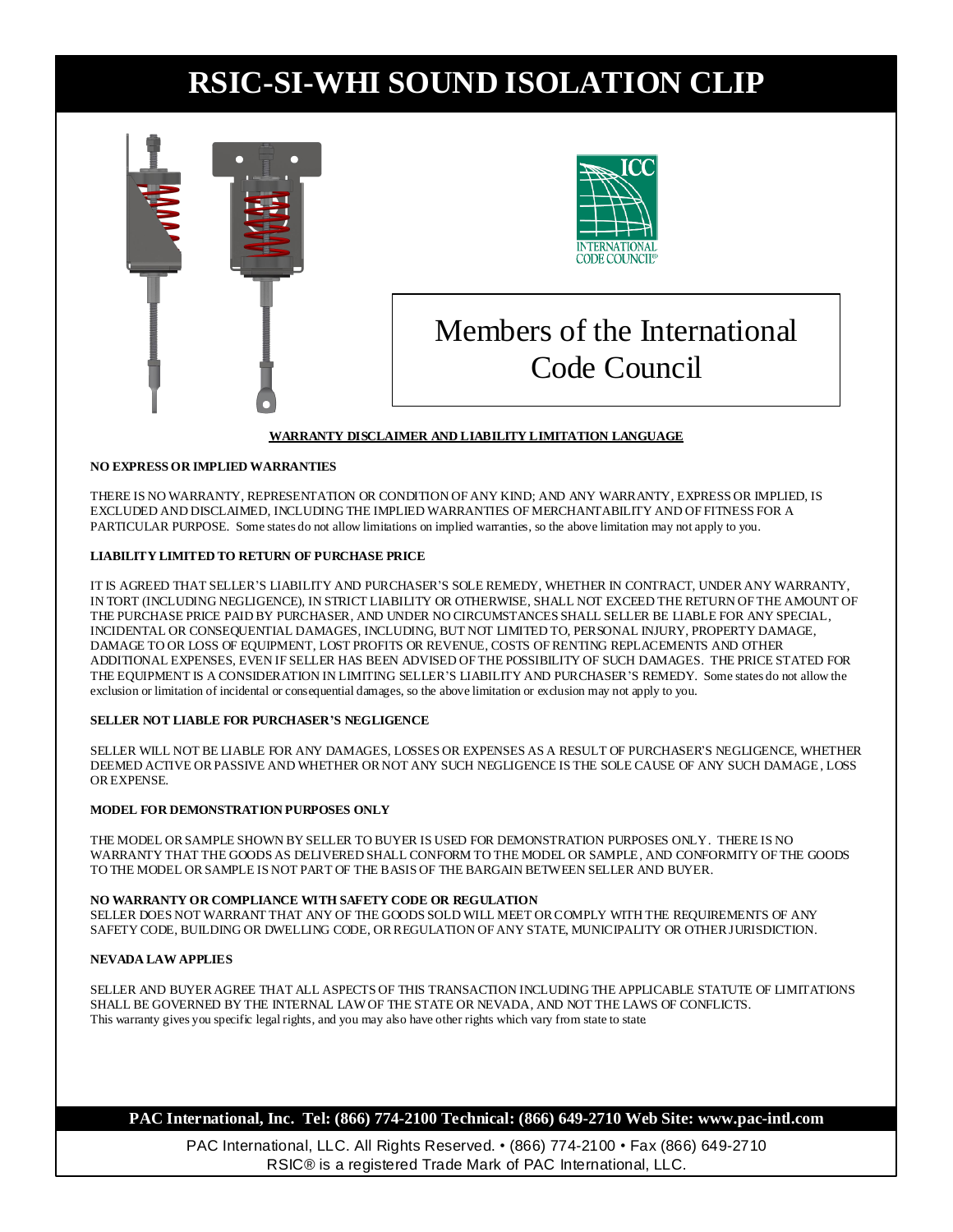# RSIC-SI-WHI SOUND ISOLATION CLIP

INTERNATIONAL CODE COUNCIL

Members of the International Code Council

**WARRANTY DISCLAIMER AND LIABILITY LIMITATION LANGUAGE**

**NO EXPRESS OR IMPLIED WARRANTIES**

THERE IS NO WARRANTY, REPRESENTATION OR CONDITION OF ANY KIND; AND ANY WARRANTY, EXPRESS OR IMPLIED, IS EXCLUDED AND DISCLAIMED, INCLUDING THE IMPLIED WARRANTIES OF MERCHANTABILITY AND OF FITNESS FOR A PARTICULAR PURPOSE. Some states do not allow limitations on implied warranties, so the above limitation may not apply to you.

**LIABILITY LIMITED TO RETURN OF PURCHASE PRICE**

IT IS AGREED THAT SELLER'S LIABILITY AND PURCHASER'S SOLE REMEDY, WHETHER IN CONTRACT, UNDER ANY WARRANTY, IN TORT (INCLUDING NEGLIGENCE), IN STRICT LIABILITY OR OTHERWISE, SHALL NOT EXCEED THE RETURN OF THE AMOUNT OF THE PURCHASE PRICE PAID BY PURCHASER, AND UNDER NO CIRCUMSTANCES SHALL SELLER BE LIABLE FOR ANY SPECIAL, INCIDENTAL OR CONSEQUENTIAL DAMAGES, INCLUDING, BUT NOT LIMITED TO, PERSONAL INJURY, PROPERTY DAMAGE, DAMAGE TO OR LOSS OF EQUIPMENT, LOST PROFITS OR REVENUE, COSTS OF RENTING REPLACEMENTS AND OTHER ADDITIONAL EXPENSES, EVEN IF SELLER HAS BEEN ADVISED OF THE POSSIBILITY OF SUCH DAMAGES. THE PRICE STATED FOR THE EQUIPMENT IS A CONSIDERATION IN LIMITING SELLER'S LIABILITY AND PURCHASER'S REMEDY. Some states do not allow the exclusion or limitation of incidental or consequential damages, so the above limitation or exclusion may not apply to you.

**SELLER NOT LIABLE FOR PURCHASER'S NEGLIGENCE**

SELLER WILL NOT BE LIABLE FOR ANY DAMAGES, LOSSES OR EXPENSES AS A RESULT OF PURCHASER'S NEGLIGENCE, WHETHER DEEMED ACTIVE OR PASSIVE AND WHETHER OR NOT ANY SUCH NEGLIGENCE IS THE SOLE CAUSE OF ANY SUCH DAMAGE, LOSS OR EXPENSE.

**MODEL FOR DEMONSTRATION PURPOSES ONLY**

THE MODEL OR SAMPLE SHOWN BY SELLER TO BUYER IS USED FOR DEMONSTRATION PURPOSES ONLY. THERE IS NO WARRANTY THAT THE GOODS AS DELIVERED SHALL CONFORM TO THE MODEL OR SAMPLE, AND CONFORMITY OF THE GOODS TO THE MODEL OR SAMPLE IS NOT PART OF THE BASIS OF THE BARGAIN BETWEEN SELLER AND BUYER.

**NO WARRANTY OR COMPLIANCE WITH SAFETY CODE OR REGULATION**

SELLER DOES NOT WARRANT THAT ANY OF THE GOODS SOLD WILL MEET OR COMPLY WITH THE REQUIREMENTS OF ANY SAFETY CODE, BUILDING OR DWELLING CODE, OR REGULATION OF ANY STATE, MUNICIPALITY OR OTHER JURISDICTION.

**NEVADA LAW APPLIES**

SELLER AND BUYER AGREE THAT ALL ASPECTS OF THIS TRANSACTION INCLUDING THE APPLICABLE STATUTE OF LIMITATIONS SHALL BE GOVERNED BY THE INTERNAL LAW OF THE STATE OR NEVADA, AND NOT THE LAWS OF CONFLICTS.
This warranty gives you specific legal rights, and you may also have other rights which vary from state to state

**PAC International, Inc. Tel: (866) 774-2100 Technical: (866) 649-2710 Web Site: www.pac-intl.com**

PAC International, LLC. All Rights Reserved. • (866) 774-2100 • Fax (866) 649-2710
RSIC® is a registered Trade Mark of PAC International, LLC.